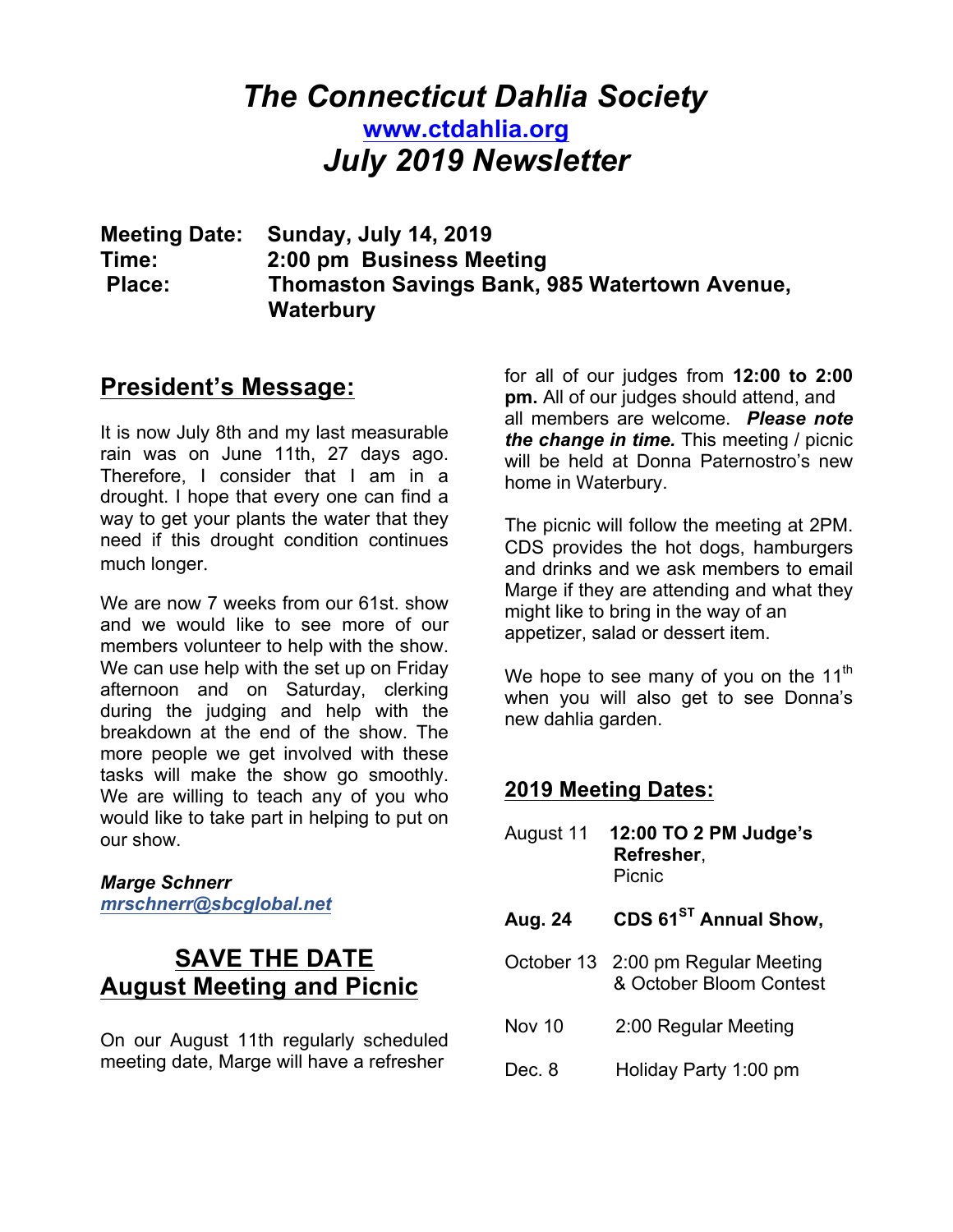# *The Connecticut Dahlia Society*

**www.ctdahlia.org**

## *July 2019 Newsletter*

**Meeting Date: Sunday, July 14, 2019**
**Time: 2:00 pm Business Meeting**
**Place: Thomaston Savings Bank, 985 Watertown Avenue, Waterbury**

## President's Message:

It is now July 8th and my last measurable rain was on June 11th, 27 days ago. Therefore, I consider that I am in a drought. I hope that every one can find a way to get your plants the water that they need if this drought condition continues much longer.

We are now 7 weeks from our 61st. show and we would like to see more of our members volunteer to help with the show. We can use help with the set up on Friday afternoon and on Saturday, clerking during the judging and help with the breakdown at the end of the show. The more people we get involved with these tasks will make the show go smoothly. We are willing to teach any of you who would like to take part in helping to put on our show.

***Marge Schnerr***
*mrschnerr@sbcglobal.net*

## SAVE THE DATE
## August Meeting and Picnic

On our August 11th regularly scheduled meeting date, Marge will have a refresher for all of our judges from **12:00 to 2:00 pm.** All of our judges should attend, and all members are welcome. ***Please note the change in time.*** This meeting / picnic will be held at Donna Paternostro's new home in Waterbury.

The picnic will follow the meeting at 2PM. CDS provides the hot dogs, hamburgers and drinks and we ask members to email Marge if they are attending and what they might like to bring in the way of an appetizer, salad or dessert item.

We hope to see many of you on the 11th when you will also get to see Donna's new dahlia garden.

## 2019 Meeting Dates:

| | |
|---|---|
| August 11 | **12:00 TO 2 PM Judge's Refresher**, Picnic |
| **Aug. 24** | **CDS 61ST Annual Show,** |
| October 13 | 2:00 pm Regular Meeting & October Bloom Contest |
| Nov 10 | 2:00 Regular Meeting |
| Dec. 8 | Holiday Party 1:00 pm |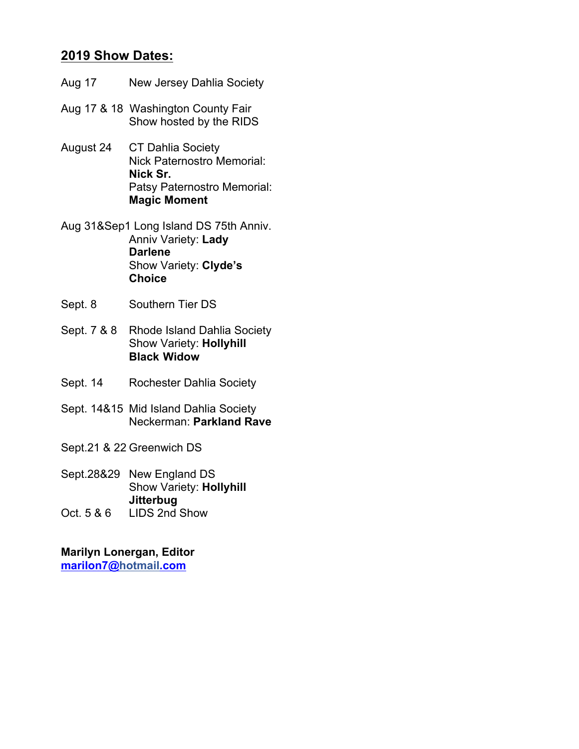## 2019 Show Dates:

| | |
|---|---|
| Aug 17 | New Jersey Dahlia Society |
| Aug 17 & 18 | Washington County Fair<br>Show hosted by the RIDS |
| August 24 | CT Dahlia Society<br>Nick Paternostro Memorial: **Nick Sr.**<br>Patsy Paternostro Memorial: **Magic Moment** |
| Aug 31&Sep1 | Long Island DS 75th Anniv.<br>Anniv Variety: **Lady Darlene**<br>Show Variety: **Clyde's Choice** |
| Sept. 8 | Southern Tier DS |
| Sept. 7 & 8 | Rhode Island Dahlia Society<br>Show Variety: **Hollyhill Black Widow** |
| Sept. 14 | Rochester Dahlia Society |
| Sept. 14&15 | Mid Island Dahlia Society<br>Neckerman: **Parkland Rave** |
| Sept.21 & 22 | Greenwich DS |
| Sept.28&29 | New England DS<br>Show Variety: **Hollyhill Jitterbug** |
| Oct. 5 & 6 | LIDS 2nd Show |

**Marilyn Lonergan, Editor**
**marilon7@hotmail.com**